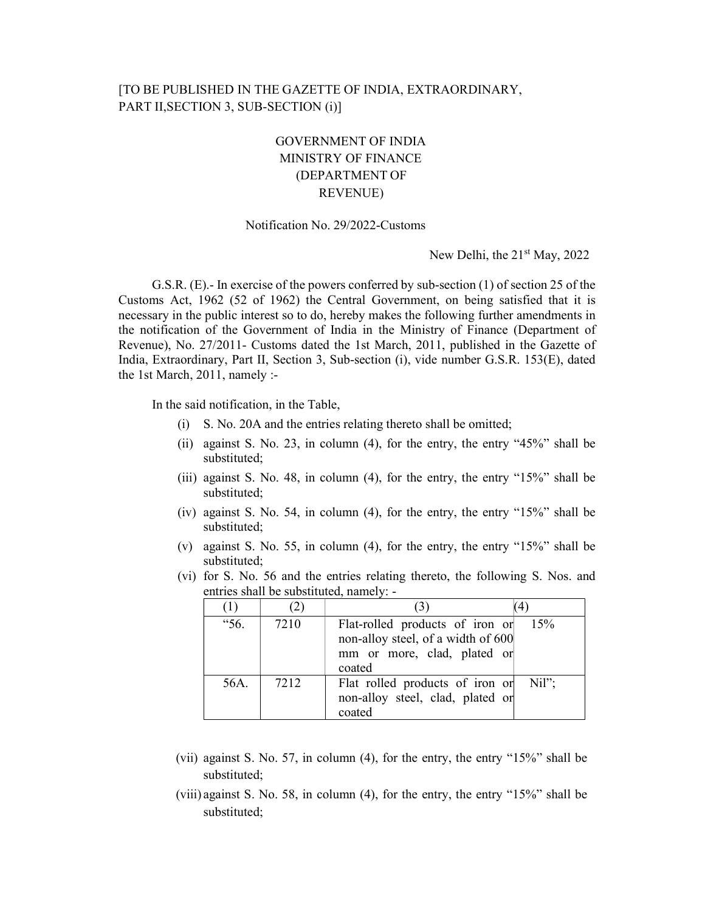[TO BE PUBLISHED IN THE GAZETTE OF INDIA, EXTRAORDINARY, PART II,SECTION 3, SUB-SECTION (i)]

GOVERNMENT OF INDIA
MINISTRY OF FINANCE
(DEPARTMENT OF REVENUE)

Notification No. 29/2022-Customs

New Delhi, the 21st May, 2022

G.S.R. (E).- In exercise of the powers conferred by sub-section (1) of section 25 of the Customs Act, 1962 (52 of 1962) the Central Government, on being satisfied that it is necessary in the public interest so to do, hereby makes the following further amendments in the notification of the Government of India in the Ministry of Finance (Department of Revenue), No. 27/2011- Customs dated the 1st March, 2011, published in the Gazette of India, Extraordinary, Part II, Section 3, Sub-section (i), vide number G.S.R. 153(E), dated the 1st March, 2011, namely :-

In the said notification, in the Table,

(i) S. No. 20A and the entries relating thereto shall be omitted;

(ii) against S. No. 23, in column (4), for the entry, the entry "45%" shall be substituted;

(iii) against S. No. 48, in column (4), for the entry, the entry "15%" shall be substituted;

(iv) against S. No. 54, in column (4), for the entry, the entry "15%" shall be substituted;

(v) against S. No. 55, in column (4), for the entry, the entry "15%" shall be substituted;

(vi) for S. No. 56 and the entries relating thereto, the following S. Nos. and entries shall be substituted, namely: -

| (1) | (2) | (3) | (4) |
|---|---|---|---|
| "56. | 7210 | Flat-rolled products of iron or non-alloy steel, of a width of 600 mm or more, clad, plated or coated | 15% |
| 56A. | 7212 | Flat rolled products of iron or non-alloy steel, clad, plated or coated | Nil"; |

(vii) against S. No. 57, in column (4), for the entry, the entry "15%" shall be substituted;

(viii) against S. No. 58, in column (4), for the entry, the entry "15%" shall be substituted;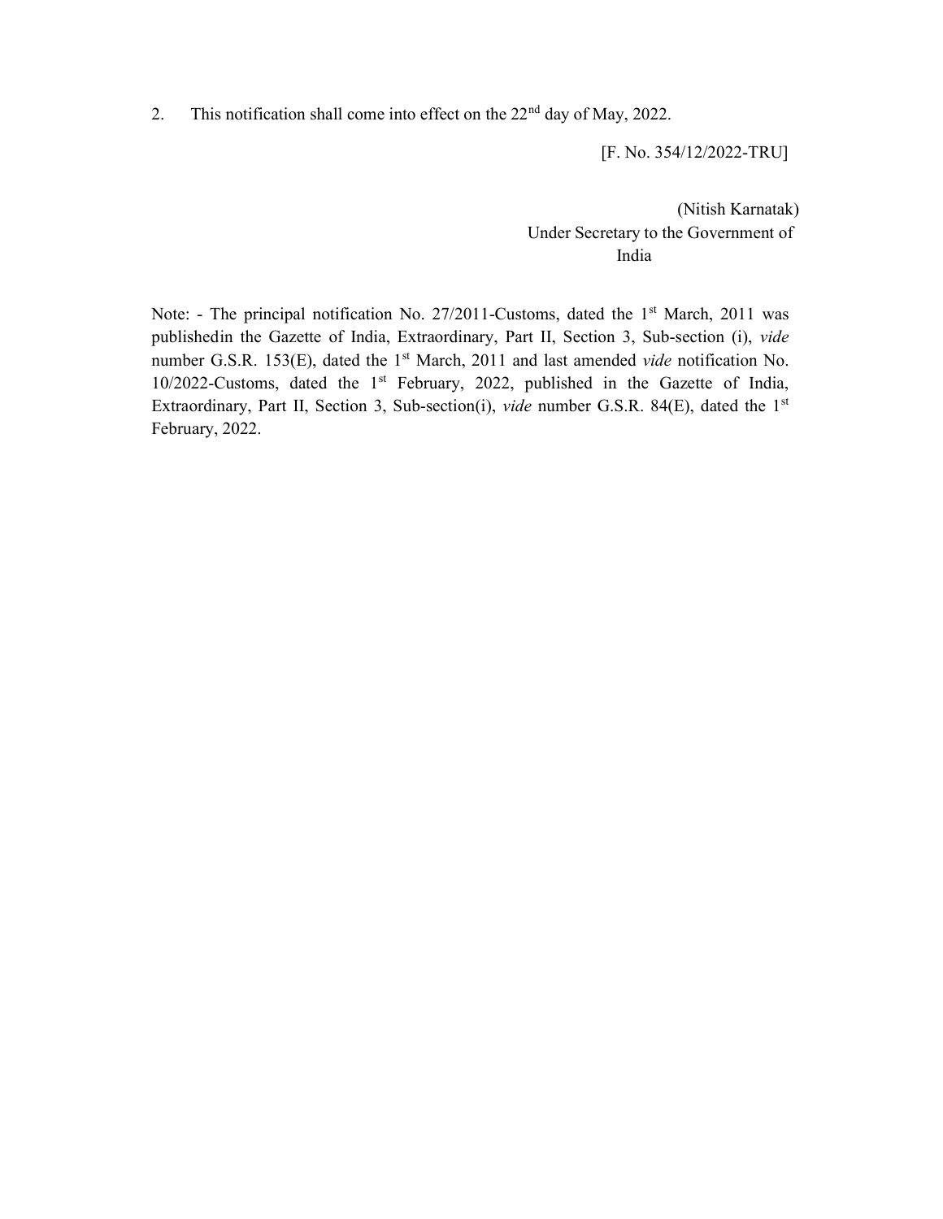2. This notification shall come into effect on the 22nd day of May, 2022.

[F. No. 354/12/2022-TRU]

(Nitish Karnatak)
Under Secretary to the Government of India

Note: - The principal notification No. 27/2011-Customs, dated the 1st March, 2011 was publishedin the Gazette of India, Extraordinary, Part II, Section 3, Sub-section (i), *vide* number G.S.R. 153(E), dated the 1st March, 2011 and last amended *vide* notification No. 10/2022-Customs, dated the 1st February, 2022, published in the Gazette of India, Extraordinary, Part II, Section 3, Sub-section(i), *vide* number G.S.R. 84(E), dated the 1st February, 2022.